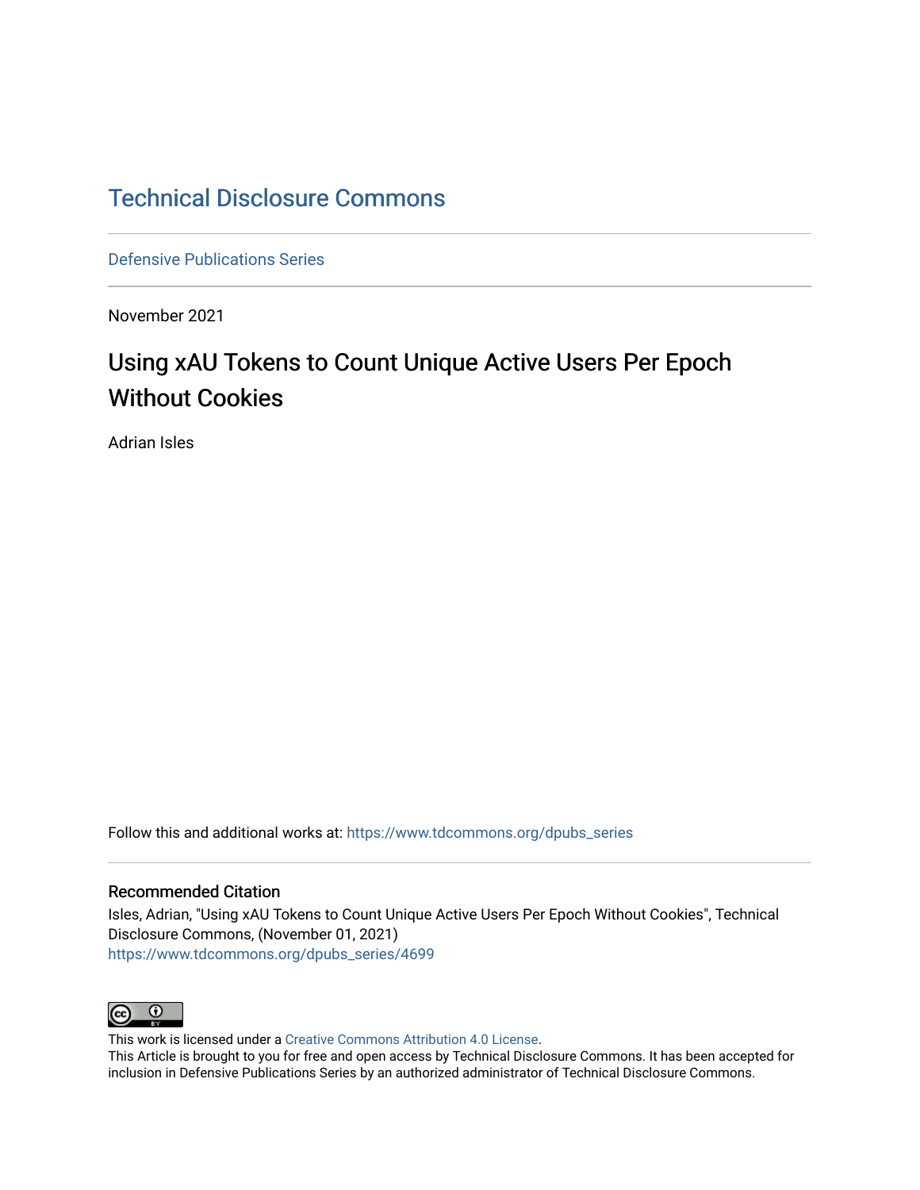# Technical Disclosure Commons

Defensive Publications Series

November 2021

## Using xAU Tokens to Count Unique Active Users Per Epoch Without Cookies

Adrian Isles

Follow this and additional works at: https://www.tdcommons.org/dpubs_series

### Recommended Citation

Isles, Adrian, "Using xAU Tokens to Count Unique Active Users Per Epoch Without Cookies", Technical Disclosure Commons, (November 01, 2021)
https://www.tdcommons.org/dpubs_series/4699

This work is licensed under a Creative Commons Attribution 4.0 License.
This Article is brought to you for free and open access by Technical Disclosure Commons. It has been accepted for inclusion in Defensive Publications Series by an authorized administrator of Technical Disclosure Commons.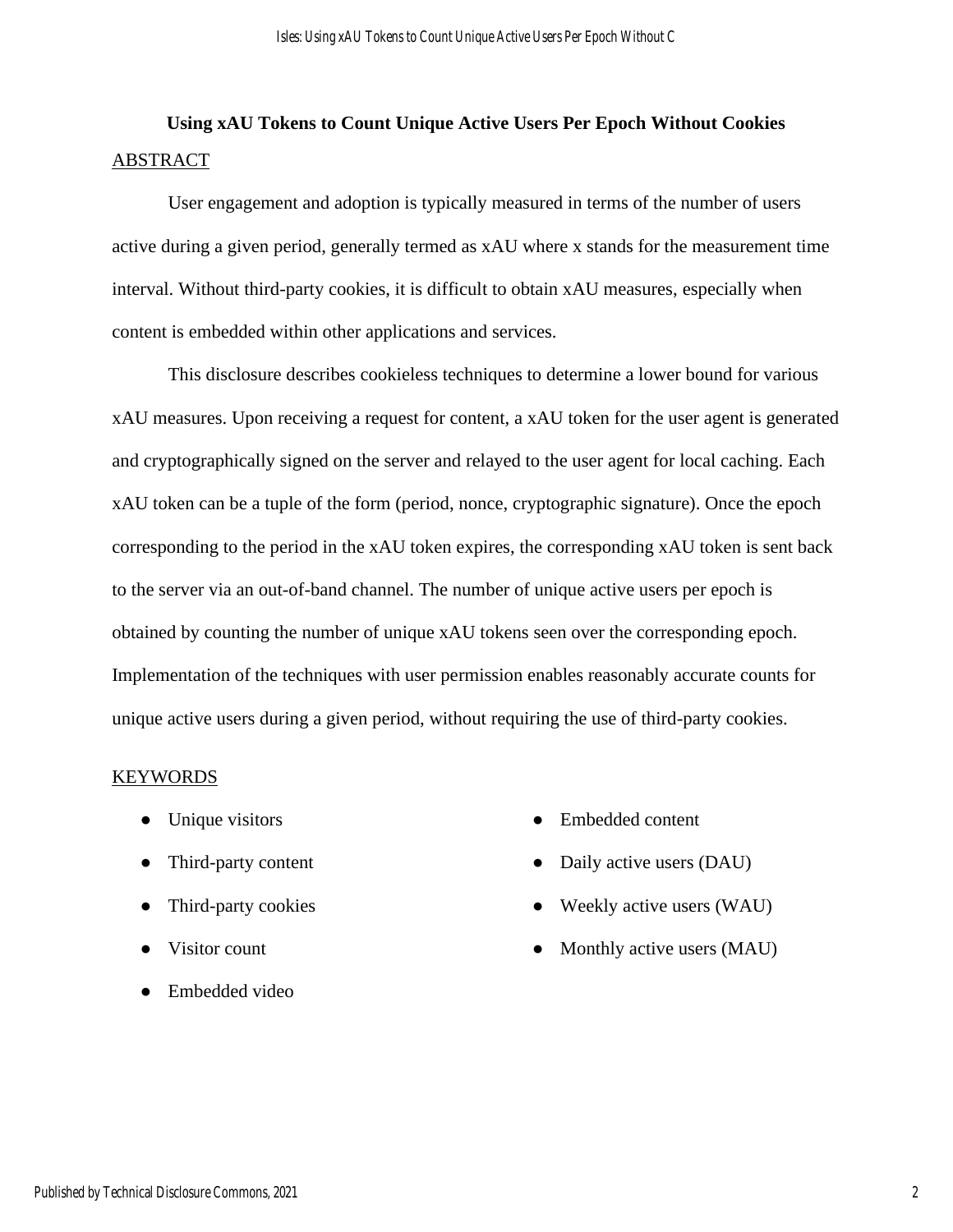# Using xAU Tokens to Count Unique Active Users Per Epoch Without Cookies

## ABSTRACT

User engagement and adoption is typically measured in terms of the number of users active during a given period, generally termed as xAU where x stands for the measurement time interval. Without third-party cookies, it is difficult to obtain xAU measures, especially when content is embedded within other applications and services.

This disclosure describes cookieless techniques to determine a lower bound for various xAU measures. Upon receiving a request for content, a xAU token for the user agent is generated and cryptographically signed on the server and relayed to the user agent for local caching. Each xAU token can be a tuple of the form (period, nonce, cryptographic signature). Once the epoch corresponding to the period in the xAU token expires, the corresponding xAU token is sent back to the server via an out-of-band channel. The number of unique active users per epoch is obtained by counting the number of unique xAU tokens seen over the corresponding epoch. Implementation of the techniques with user permission enables reasonably accurate counts for unique active users during a given period, without requiring the use of third-party cookies.

## KEYWORDS

- Unique visitors
- Third-party content
- Third-party cookies
- Visitor count
- Embedded video
- Embedded content
- Daily active users (DAU)
- Weekly active users (WAU)
- Monthly active users (MAU)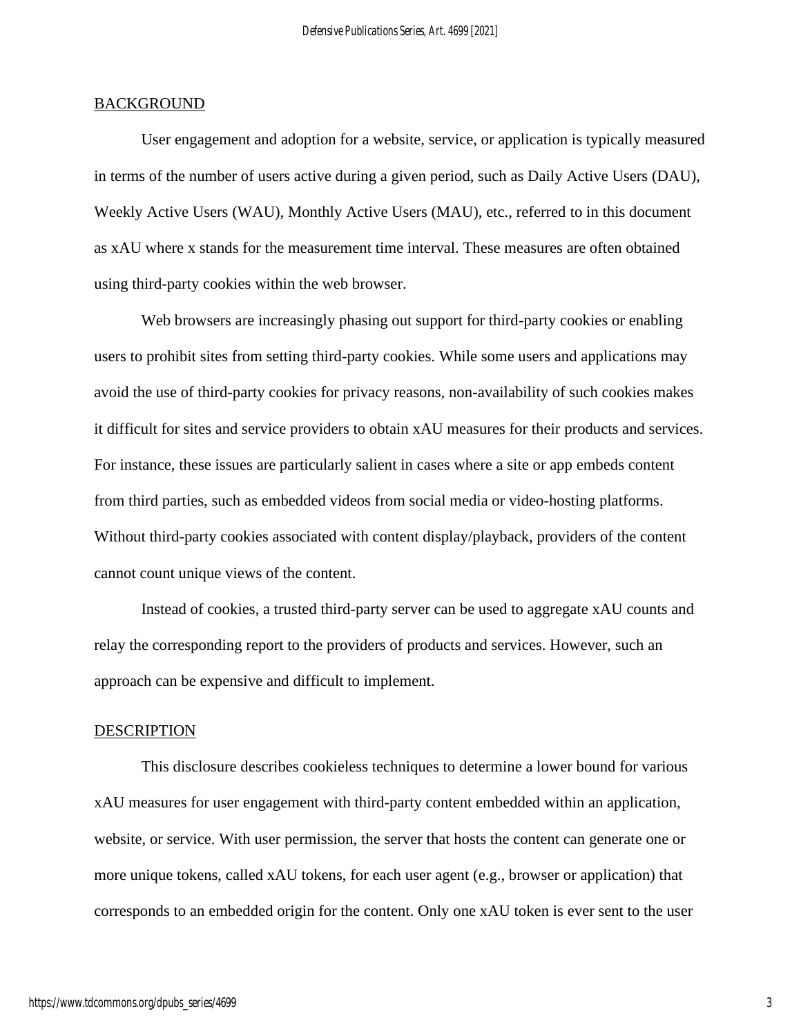## BACKGROUND

User engagement and adoption for a website, service, or application is typically measured in terms of the number of users active during a given period, such as Daily Active Users (DAU), Weekly Active Users (WAU), Monthly Active Users (MAU), etc., referred to in this document as xAU where x stands for the measurement time interval. These measures are often obtained using third-party cookies within the web browser.

Web browsers are increasingly phasing out support for third-party cookies or enabling users to prohibit sites from setting third-party cookies. While some users and applications may avoid the use of third-party cookies for privacy reasons, non-availability of such cookies makes it difficult for sites and service providers to obtain xAU measures for their products and services. For instance, these issues are particularly salient in cases where a site or app embeds content from third parties, such as embedded videos from social media or video-hosting platforms. Without third-party cookies associated with content display/playback, providers of the content cannot count unique views of the content.

Instead of cookies, a trusted third-party server can be used to aggregate xAU counts and relay the corresponding report to the providers of products and services. However, such an approach can be expensive and difficult to implement.

## DESCRIPTION

This disclosure describes cookieless techniques to determine a lower bound for various xAU measures for user engagement with third-party content embedded within an application, website, or service. With user permission, the server that hosts the content can generate one or more unique tokens, called xAU tokens, for each user agent (e.g., browser or application) that corresponds to an embedded origin for the content. Only one xAU token is ever sent to the user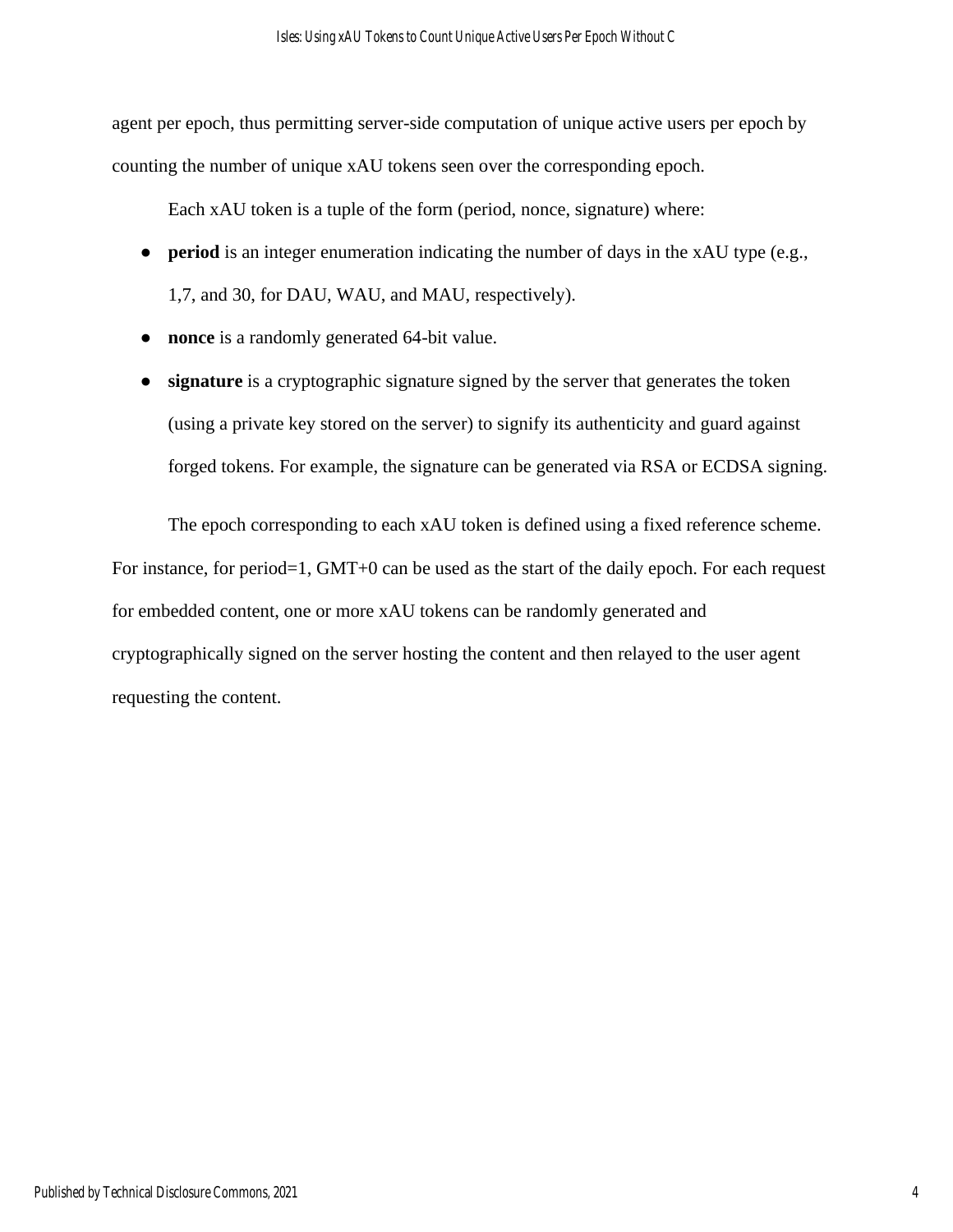agent per epoch, thus permitting server-side computation of unique active users per epoch by counting the number of unique xAU tokens seen over the corresponding epoch.

Each xAU token is a tuple of the form (period, nonce, signature) where:

- **period** is an integer enumeration indicating the number of days in the xAU type (e.g., 1,7, and 30, for DAU, WAU, and MAU, respectively).
- **nonce** is a randomly generated 64-bit value.
- **signature** is a cryptographic signature signed by the server that generates the token (using a private key stored on the server) to signify its authenticity and guard against forged tokens. For example, the signature can be generated via RSA or ECDSA signing.

The epoch corresponding to each xAU token is defined using a fixed reference scheme. For instance, for period=1, GMT+0 can be used as the start of the daily epoch. For each request for embedded content, one or more xAU tokens can be randomly generated and cryptographically signed on the server hosting the content and then relayed to the user agent requesting the content.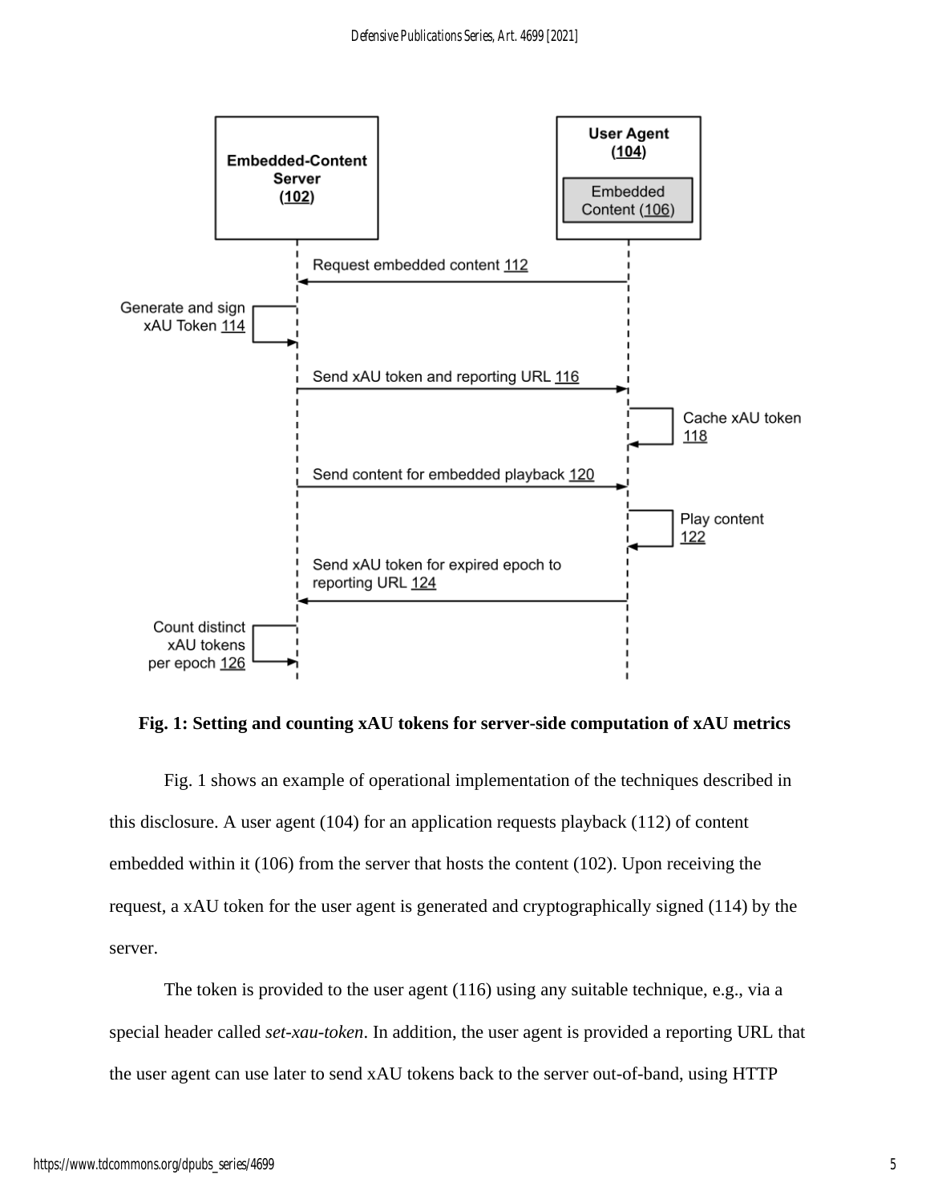**Fig. 1: Setting and counting xAU tokens for server-side computation of xAU metrics**

Fig. 1 shows an example of operational implementation of the techniques described in this disclosure. A user agent (104) for an application requests playback (112) of content embedded within it (106) from the server that hosts the content (102). Upon receiving the request, a xAU token for the user agent is generated and cryptographically signed (114) by the server.

The token is provided to the user agent (116) using any suitable technique, e.g., via a special header called *set-xau-token*. In addition, the user agent is provided a reporting URL that the user agent can use later to send xAU tokens back to the server out-of-band, using HTTP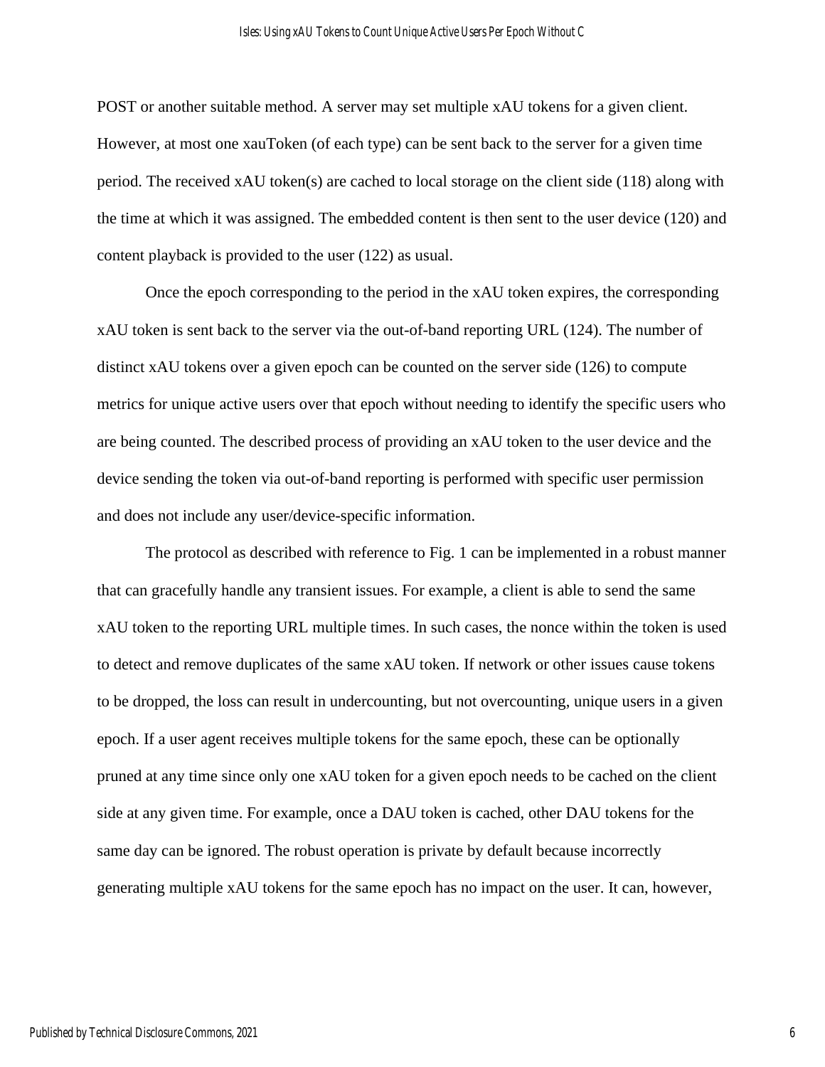POST or another suitable method. A server may set multiple xAU tokens for a given client. However, at most one xauToken (of each type) can be sent back to the server for a given time period. The received xAU token(s) are cached to local storage on the client side (118) along with the time at which it was assigned. The embedded content is then sent to the user device (120) and content playback is provided to the user (122) as usual.

Once the epoch corresponding to the period in the xAU token expires, the corresponding xAU token is sent back to the server via the out-of-band reporting URL (124). The number of distinct xAU tokens over a given epoch can be counted on the server side (126) to compute metrics for unique active users over that epoch without needing to identify the specific users who are being counted. The described process of providing an xAU token to the user device and the device sending the token via out-of-band reporting is performed with specific user permission and does not include any user/device-specific information.

The protocol as described with reference to Fig. 1 can be implemented in a robust manner that can gracefully handle any transient issues. For example, a client is able to send the same xAU token to the reporting URL multiple times. In such cases, the nonce within the token is used to detect and remove duplicates of the same xAU token. If network or other issues cause tokens to be dropped, the loss can result in undercounting, but not overcounting, unique users in a given epoch. If a user agent receives multiple tokens for the same epoch, these can be optionally pruned at any time since only one xAU token for a given epoch needs to be cached on the client side at any given time. For example, once a DAU token is cached, other DAU tokens for the same day can be ignored. The robust operation is private by default because incorrectly generating multiple xAU tokens for the same epoch has no impact on the user. It can, however,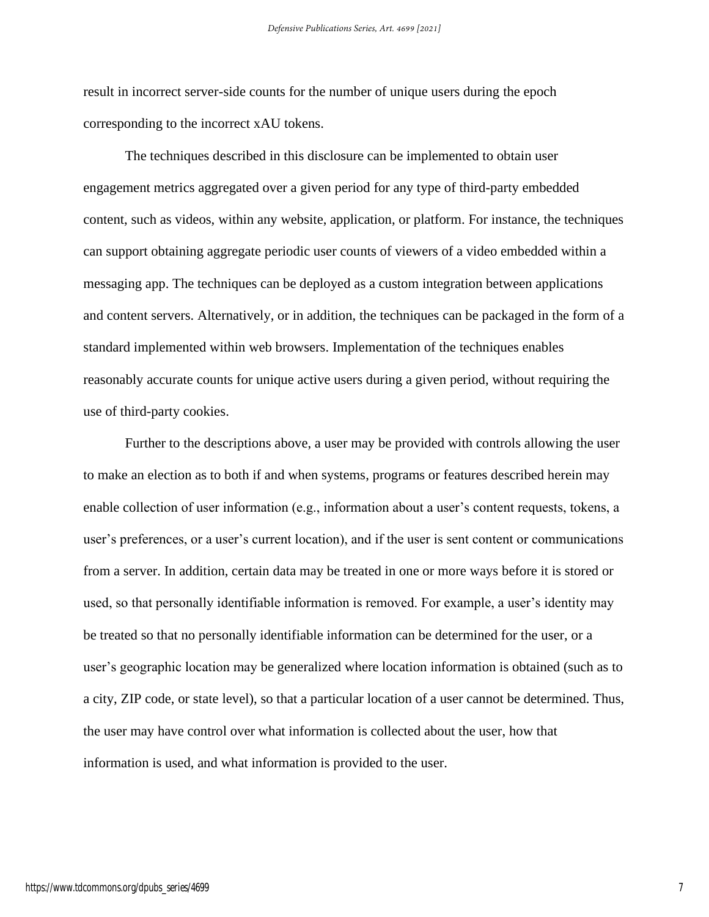result in incorrect server-side counts for the number of unique users during the epoch corresponding to the incorrect xAU tokens.

The techniques described in this disclosure can be implemented to obtain user engagement metrics aggregated over a given period for any type of third-party embedded content, such as videos, within any website, application, or platform. For instance, the techniques can support obtaining aggregate periodic user counts of viewers of a video embedded within a messaging app. The techniques can be deployed as a custom integration between applications and content servers. Alternatively, or in addition, the techniques can be packaged in the form of a standard implemented within web browsers. Implementation of the techniques enables reasonably accurate counts for unique active users during a given period, without requiring the use of third-party cookies.

Further to the descriptions above, a user may be provided with controls allowing the user to make an election as to both if and when systems, programs or features described herein may enable collection of user information (e.g., information about a user's content requests, tokens, a user's preferences, or a user's current location), and if the user is sent content or communications from a server. In addition, certain data may be treated in one or more ways before it is stored or used, so that personally identifiable information is removed. For example, a user's identity may be treated so that no personally identifiable information can be determined for the user, or a user's geographic location may be generalized where location information is obtained (such as to a city, ZIP code, or state level), so that a particular location of a user cannot be determined. Thus, the user may have control over what information is collected about the user, how that information is used, and what information is provided to the user.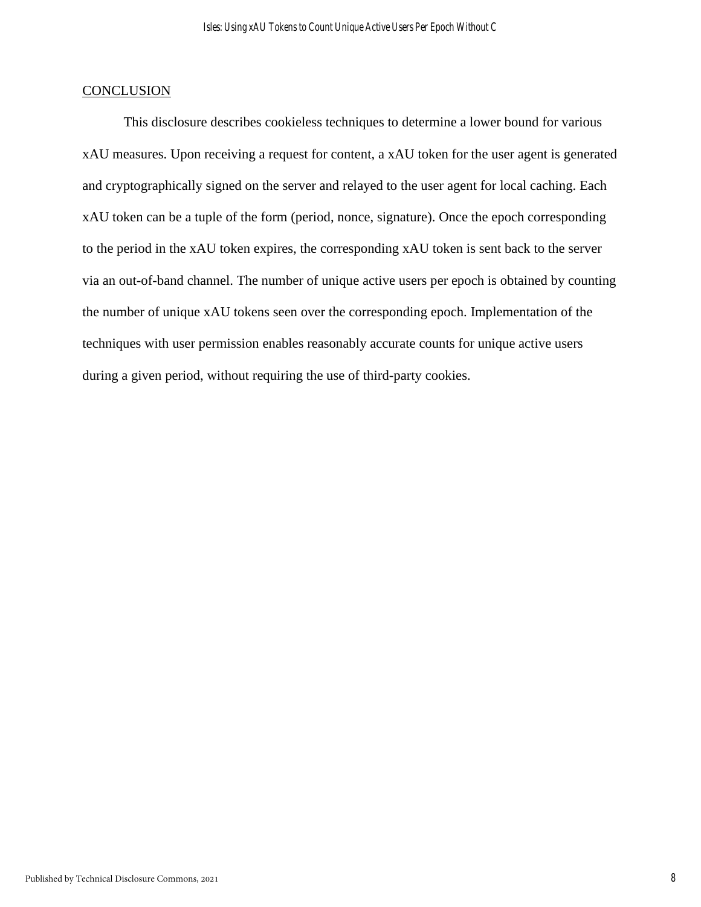## CONCLUSION

This disclosure describes cookieless techniques to determine a lower bound for various xAU measures. Upon receiving a request for content, a xAU token for the user agent is generated and cryptographically signed on the server and relayed to the user agent for local caching. Each xAU token can be a tuple of the form (period, nonce, signature). Once the epoch corresponding to the period in the xAU token expires, the corresponding xAU token is sent back to the server via an out-of-band channel. The number of unique active users per epoch is obtained by counting the number of unique xAU tokens seen over the corresponding epoch. Implementation of the techniques with user permission enables reasonably accurate counts for unique active users during a given period, without requiring the use of third-party cookies.